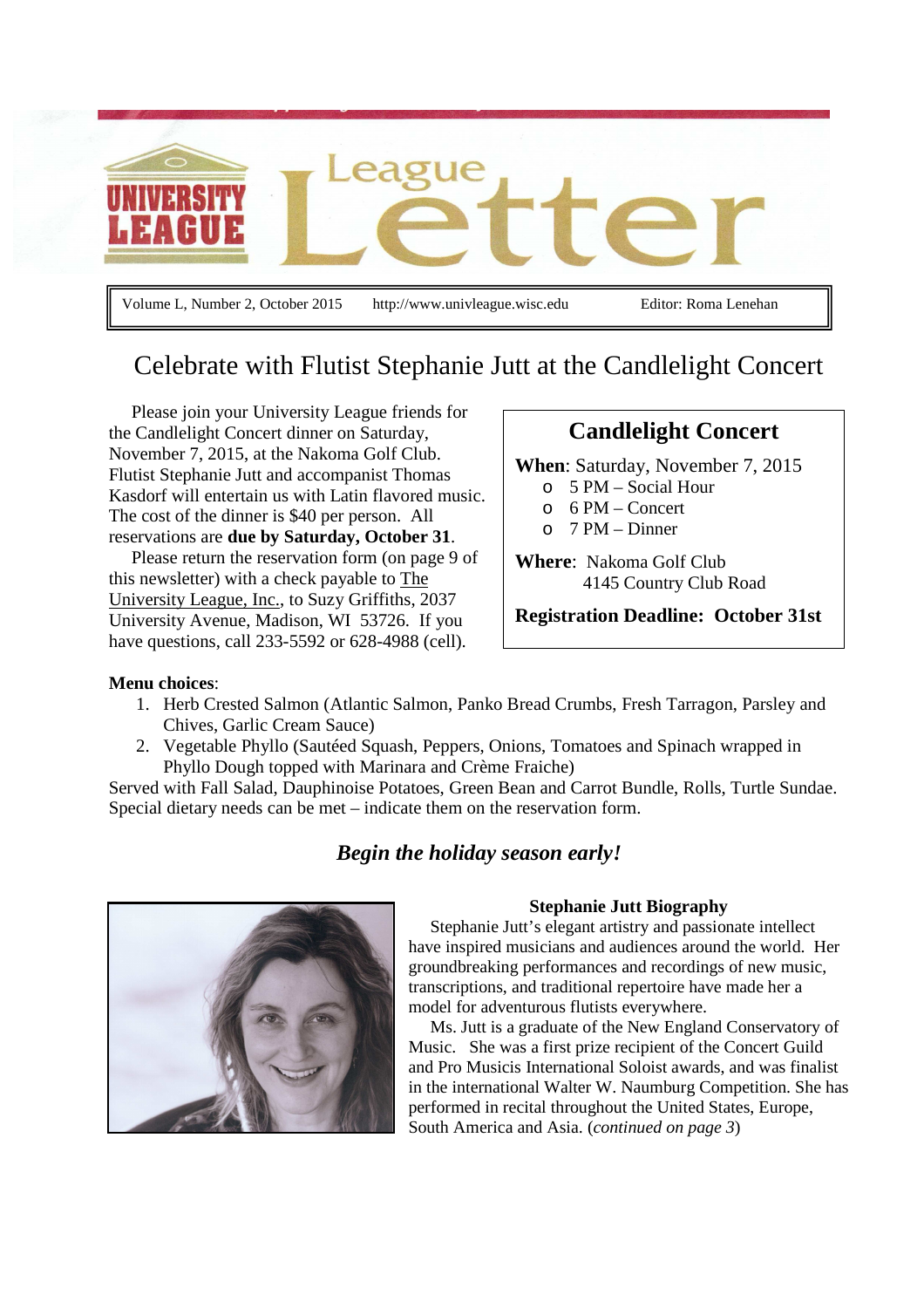# University League Letter

Volume L, Number 2, October 2015 | http://www.univleague.wisc.edu | Editor: Roma Lenehan

## Celebrate with Flutist Stephanie Jutt at the Candlelight Concert

Please join your University League friends for the Candlelight Concert dinner on Saturday, November 7, 2015, at the Nakoma Golf Club. Flutist Stephanie Jutt and accompanist Thomas Kasdorf will entertain us with Latin flavored music. The cost of the dinner is $40 per person. All reservations are **due by Saturday, October 31**.

Please return the reservation form (on page 9 of this newsletter) with a check payable to The University League, Inc., to Suzy Griffiths, 2037 University Avenue, Madison, WI 53726. If you have questions, call 233-5592 or 628-4988 (cell).

### Candlelight Concert

**When**: Saturday, November 7, 2015

- 5 PM – Social Hour
- 6 PM – Concert
- 7 PM – Dinner

**Where**: Nakoma Golf Club
4145 Country Club Road

**Registration Deadline: October 31st**

**Menu choices**:

1. Herb Crested Salmon (Atlantic Salmon, Panko Bread Crumbs, Fresh Tarragon, Parsley and Chives, Garlic Cream Sauce)
2. Vegetable Phyllo (Sautéed Squash, Peppers, Onions, Tomatoes and Spinach wrapped in Phyllo Dough topped with Marinara and Crème Fraiche)

Served with Fall Salad, Dauphinoise Potatoes, Green Bean and Carrot Bundle, Rolls, Turtle Sundae. Special dietary needs can be met – indicate them on the reservation form.

***Begin the holiday season early!***

**Stephanie Jutt Biography**

Stephanie Jutt's elegant artistry and passionate intellect have inspired musicians and audiences around the world. Her groundbreaking performances and recordings of new music, transcriptions, and traditional repertoire have made her a model for adventurous flutists everywhere.

Ms. Jutt is a graduate of the New England Conservatory of Music. She was a first prize recipient of the Concert Guild and Pro Musicis International Soloist awards, and was finalist in the international Walter W. Naumburg Competition. She has performed in recital throughout the United States, Europe, South America and Asia. (*continued on page 3*)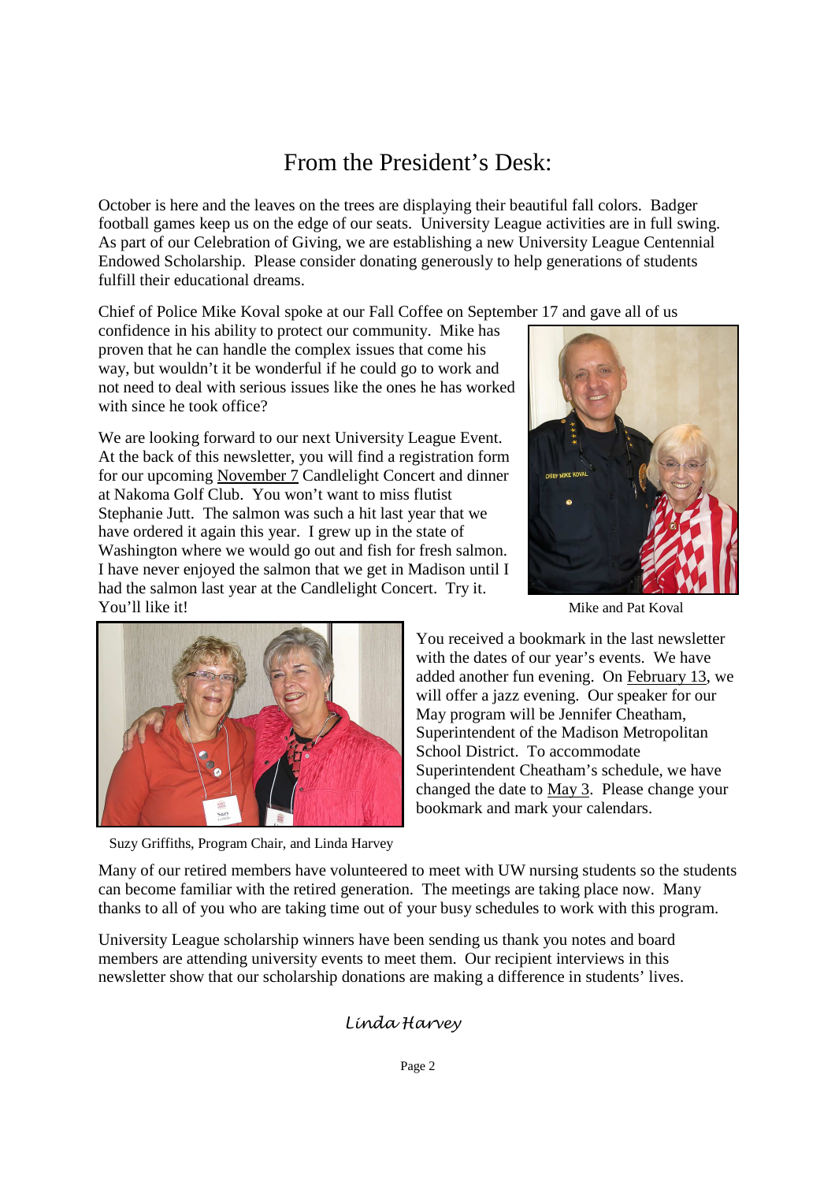# From the President's Desk:

October is here and the leaves on the trees are displaying their beautiful fall colors. Badger football games keep us on the edge of our seats. University League activities are in full swing. As part of our Celebration of Giving, we are establishing a new University League Centennial Endowed Scholarship. Please consider donating generously to help generations of students fulfill their educational dreams.

Chief of Police Mike Koval spoke at our Fall Coffee on September 17 and gave all of us confidence in his ability to protect our community. Mike has proven that he can handle the complex issues that come his way, but wouldn't it be wonderful if he could go to work and not need to deal with serious issues like the ones he has worked with since he took office?

Mike and Pat Koval

We are looking forward to our next University League Event. At the back of this newsletter, you will find a registration form for our upcoming November 7 Candlelight Concert and dinner at Nakoma Golf Club. You won't want to miss flutist Stephanie Jutt. The salmon was such a hit last year that we have ordered it again this year. I grew up in the state of Washington where we would go out and fish for fresh salmon. I have never enjoyed the salmon that we get in Madison until I had the salmon last year at the Candlelight Concert. Try it. You'll like it!

Suzy Griffiths, Program Chair, and Linda Harvey

You received a bookmark in the last newsletter with the dates of our year's events. We have added another fun evening. On February 13, we will offer a jazz evening. Our speaker for our May program will be Jennifer Cheatham, Superintendent of the Madison Metropolitan School District. To accommodate Superintendent Cheatham's schedule, we have changed the date to May 3. Please change your bookmark and mark your calendars.

Many of our retired members have volunteered to meet with UW nursing students so the students can become familiar with the retired generation. The meetings are taking place now. Many thanks to all of you who are taking time out of your busy schedules to work with this program.

University League scholarship winners have been sending us thank you notes and board members are attending university events to meet them. Our recipient interviews in this newsletter show that our scholarship donations are making a difference in students' lives.

*Linda Harvey*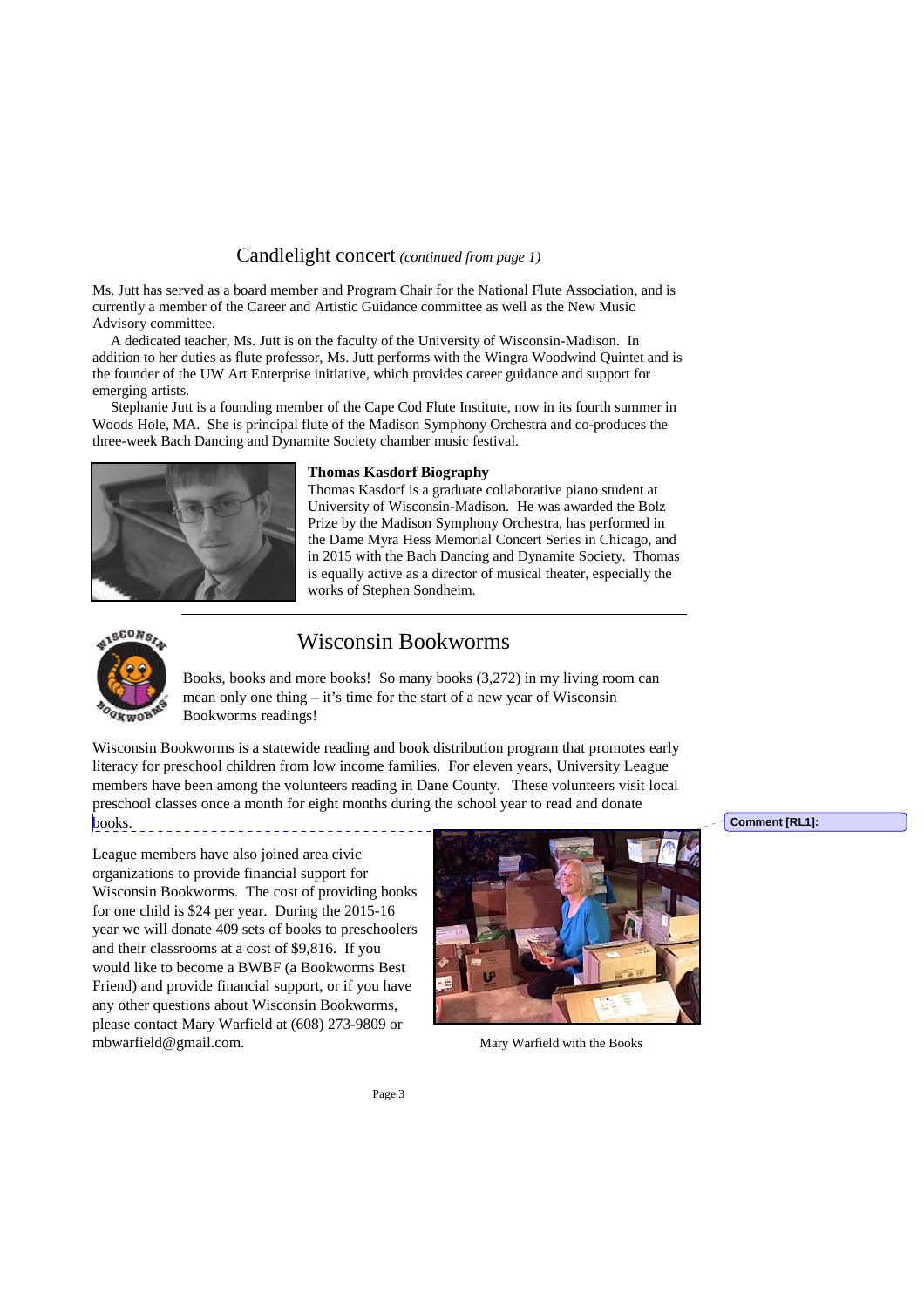## Candlelight concert *(continued from page 1)*

Ms. Jutt has served as a board member and Program Chair for the National Flute Association, and is currently a member of the Career and Artistic Guidance committee as well as the New Music Advisory committee.

A dedicated teacher, Ms. Jutt is on the faculty of the University of Wisconsin-Madison. In addition to her duties as flute professor, Ms. Jutt performs with the Wingra Woodwind Quintet and is the founder of the UW Art Enterprise initiative, which provides career guidance and support for emerging artists.

Stephanie Jutt is a founding member of the Cape Cod Flute Institute, now in its fourth summer in Woods Hole, MA. She is principal flute of the Madison Symphony Orchestra and co-produces the three-week Bach Dancing and Dynamite Society chamber music festival.

**Thomas Kasdorf Biography**

Thomas Kasdorf is a graduate collaborative piano student at University of Wisconsin-Madison. He was awarded the Bolz Prize by the Madison Symphony Orchestra, has performed in the Dame Myra Hess Memorial Concert Series in Chicago, and in 2015 with the Bach Dancing and Dynamite Society. Thomas is equally active as a director of musical theater, especially the works of Stephen Sondheim.

## Wisconsin Bookworms

Books, books and more books! So many books (3,272) in my living room can mean only one thing – it's time for the start of a new year of Wisconsin Bookworms readings!

Wisconsin Bookworms is a statewide reading and book distribution program that promotes early literacy for preschool children from low income families. For eleven years, University League members have been among the volunteers reading in Dane County. These volunteers visit local preschool classes once a month for eight months during the school year to read and donate books.

League members have also joined area civic organizations to provide financial support for Wisconsin Bookworms. The cost of providing books for one child is $24 per year. During the 2015-16 year we will donate 409 sets of books to preschoolers and their classrooms at a cost of $9,816. If you would like to become a BWBF (a Bookworms Best Friend) and provide financial support, or if you have any other questions about Wisconsin Bookworms, please contact Mary Warfield at (608) 273-9809 or mbwarfield@gmail.com.

Mary Warfield with the Books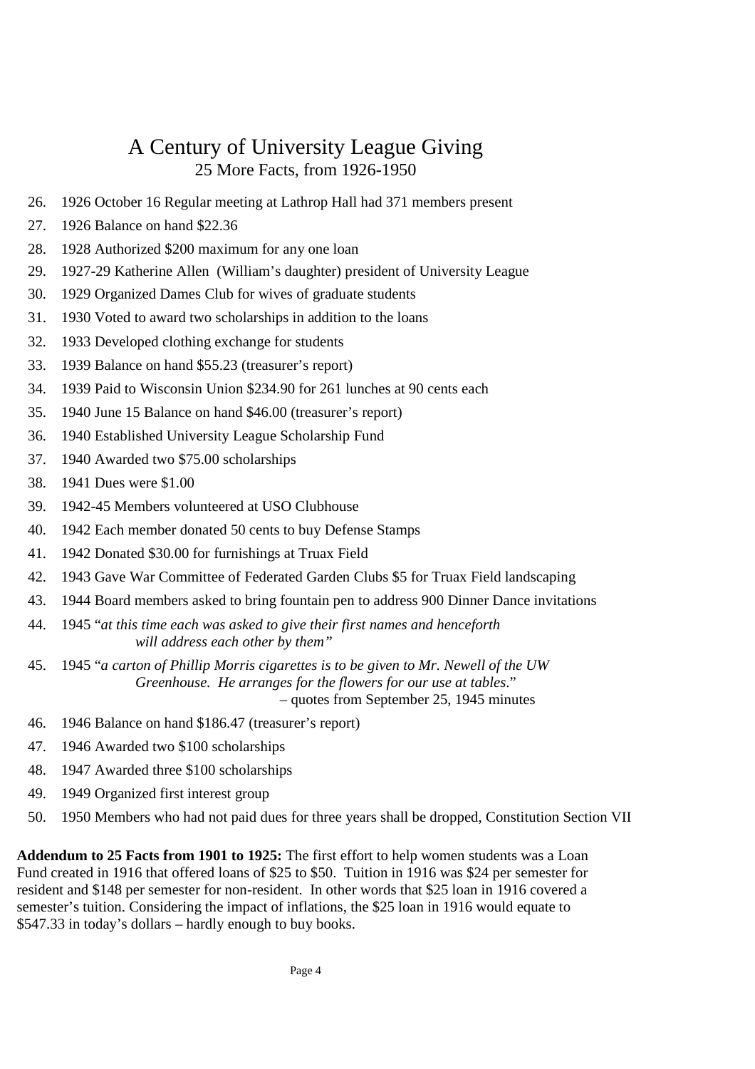# A Century of University League Giving

## 25 More Facts, from 1926-1950

26. 1926 October 16 Regular meeting at Lathrop Hall had 371 members present
27. 1926 Balance on hand $22.36
28. 1928 Authorized $200 maximum for any one loan
29. 1927-29 Katherine Allen (William's daughter) president of University League
30. 1929 Organized Dames Club for wives of graduate students
31. 1930 Voted to award two scholarships in addition to the loans
32. 1933 Developed clothing exchange for students
33. 1939 Balance on hand $55.23 (treasurer's report)
34. 1939 Paid to Wisconsin Union $234.90 for 261 lunches at 90 cents each
35. 1940 June 15 Balance on hand $46.00 (treasurer's report)
36. 1940 Established University League Scholarship Fund
37. 1940 Awarded two $75.00 scholarships
38. 1941 Dues were $1.00
39. 1942-45 Members volunteered at USO Clubhouse
40. 1942 Each member donated 50 cents to buy Defense Stamps
41. 1942 Donated $30.00 for furnishings at Truax Field
42. 1943 Gave War Committee of Federated Garden Clubs $5 for Truax Field landscaping
43. 1944 Board members asked to bring fountain pen to address 900 Dinner Dance invitations
44. 1945 "*at this time each was asked to give their first names and henceforth will address each other by them"*
45. 1945 "*a carton of Phillip Morris cigarettes is to be given to Mr. Newell of the UW Greenhouse. He arranges for the flowers for our use at tables*."
    – quotes from September 25, 1945 minutes
46. 1946 Balance on hand $186.47 (treasurer's report)
47. 1946 Awarded two $100 scholarships
48. 1947 Awarded three $100 scholarships
49. 1949 Organized first interest group
50. 1950 Members who had not paid dues for three years shall be dropped, Constitution Section VII

**Addendum to 25 Facts from 1901 to 1925:** The first effort to help women students was a Loan Fund created in 1916 that offered loans of $25 to $50. Tuition in 1916 was $24 per semester for resident and $148 per semester for non-resident. In other words that $25 loan in 1916 covered a semester's tuition. Considering the impact of inflations, the $25 loan in 1916 would equate to $547.33 in today's dollars – hardly enough to buy books.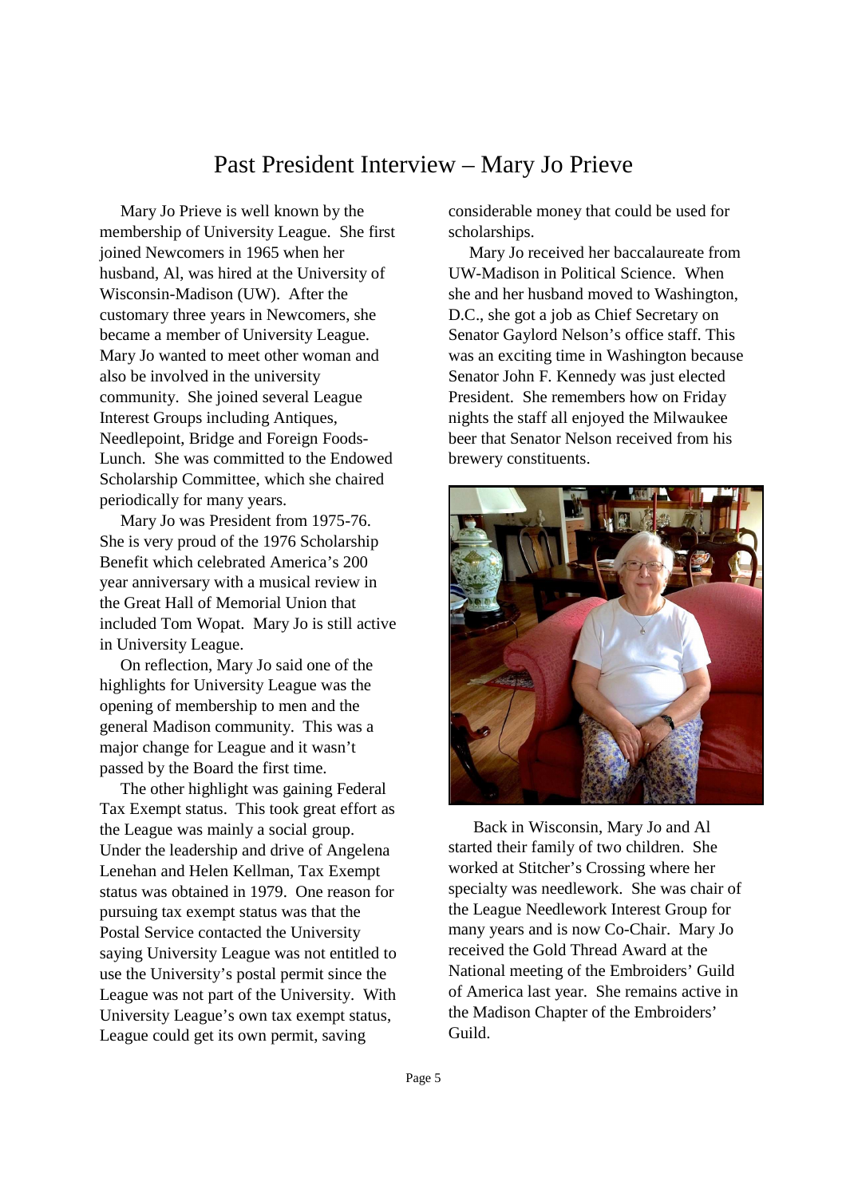# Past President Interview – Mary Jo Prieve

Mary Jo Prieve is well known by the membership of University League. She first joined Newcomers in 1965 when her husband, Al, was hired at the University of Wisconsin-Madison (UW). After the customary three years in Newcomers, she became a member of University League. Mary Jo wanted to meet other woman and also be involved in the university community. She joined several League Interest Groups including Antiques, Needlepoint, Bridge and Foreign Foods-Lunch. She was committed to the Endowed Scholarship Committee, which she chaired periodically for many years.

Mary Jo was President from 1975-76. She is very proud of the 1976 Scholarship Benefit which celebrated America's 200 year anniversary with a musical review in the Great Hall of Memorial Union that included Tom Wopat. Mary Jo is still active in University League.

On reflection, Mary Jo said one of the highlights for University League was the opening of membership to men and the general Madison community. This was a major change for League and it wasn't passed by the Board the first time.

The other highlight was gaining Federal Tax Exempt status. This took great effort as the League was mainly a social group. Under the leadership and drive of Angelena Lenehan and Helen Kellman, Tax Exempt status was obtained in 1979. One reason for pursuing tax exempt status was that the Postal Service contacted the University saying University League was not entitled to use the University's postal permit since the League was not part of the University. With University League's own tax exempt status, League could get its own permit, saving considerable money that could be used for scholarships.

Mary Jo received her baccalaureate from UW-Madison in Political Science. When she and her husband moved to Washington, D.C., she got a job as Chief Secretary on Senator Gaylord Nelson's office staff. This was an exciting time in Washington because Senator John F. Kennedy was just elected President. She remembers how on Friday nights the staff all enjoyed the Milwaukee beer that Senator Nelson received from his brewery constituents.

Back in Wisconsin, Mary Jo and Al started their family of two children. She worked at Stitcher's Crossing where her specialty was needlework. She was chair of the League Needlework Interest Group for many years and is now Co-Chair. Mary Jo received the Gold Thread Award at the National meeting of the Embroiders' Guild of America last year. She remains active in the Madison Chapter of the Embroiders' Guild.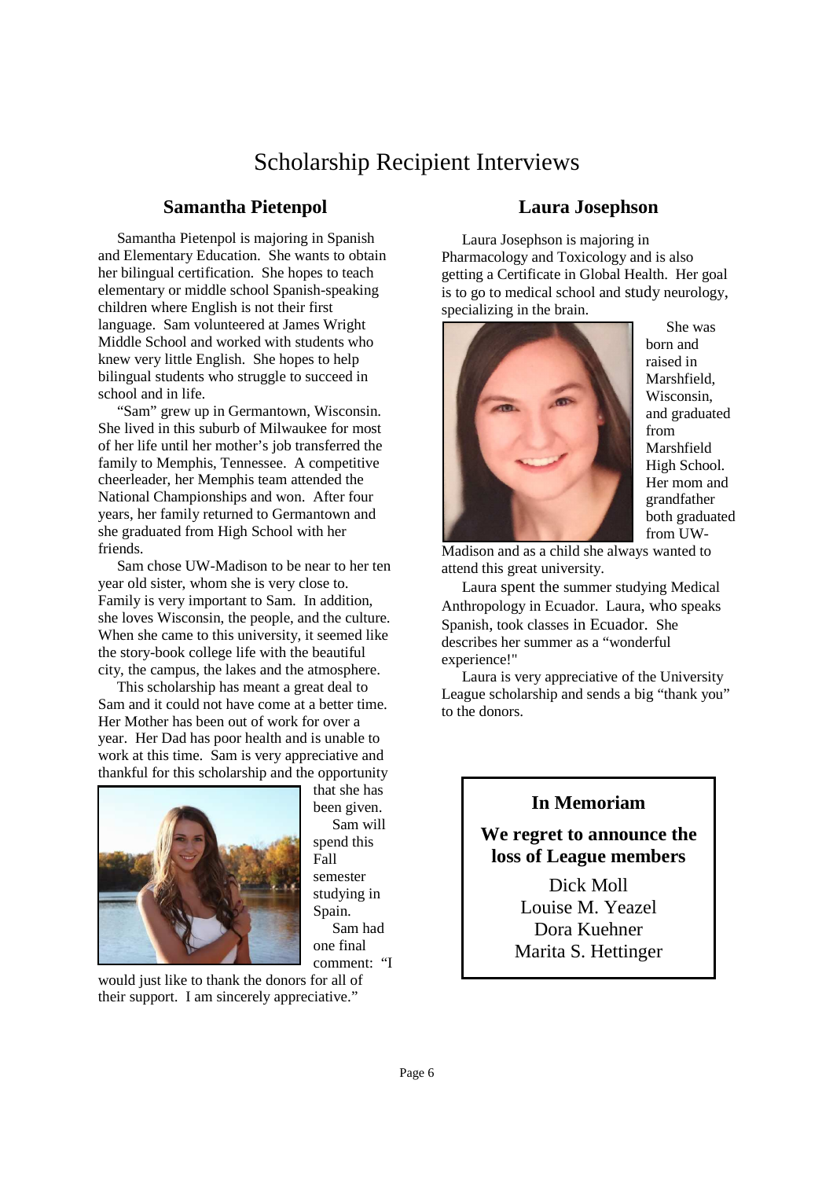# Scholarship Recipient Interviews

## Samantha Pietenpol

Samantha Pietenpol is majoring in Spanish and Elementary Education. She wants to obtain her bilingual certification. She hopes to teach elementary or middle school Spanish-speaking children where English is not their first language. Sam volunteered at James Wright Middle School and worked with students who knew very little English. She hopes to help bilingual students who struggle to succeed in school and in life.

"Sam" grew up in Germantown, Wisconsin. She lived in this suburb of Milwaukee for most of her life until her mother's job transferred the family to Memphis, Tennessee. A competitive cheerleader, her Memphis team attended the National Championships and won. After four years, her family returned to Germantown and she graduated from High School with her friends.

Sam chose UW-Madison to be near to her ten year old sister, whom she is very close to. Family is very important to Sam. In addition, she loves Wisconsin, the people, and the culture. When she came to this university, it seemed like the story-book college life with the beautiful city, the campus, the lakes and the atmosphere.

This scholarship has meant a great deal to Sam and it could not have come at a better time. Her Mother has been out of work for over a year. Her Dad has poor health and is unable to work at this time. Sam is very appreciative and thankful for this scholarship and the opportunity that she has been given.

Sam will spend this Fall semester studying in Spain.

Sam had one final comment: "I would just like to thank the donors for all of their support. I am sincerely appreciative."

## Laura Josephson

Laura Josephson is majoring in Pharmacology and Toxicology and is also getting a Certificate in Global Health. Her goal is to go to medical school and study neurology, specializing in the brain.

She was born and raised in Marshfield, Wisconsin, and graduated from Marshfield High School. Her mom and grandfather both graduated from UW-Madison and as a child she always wanted to attend this great university.

Laura spent the summer studying Medical Anthropology in Ecuador. Laura, who speaks Spanish, took classes in Ecuador. She describes her summer as a "wonderful experience!"

Laura is very appreciative of the University League scholarship and sends a big "thank you" to the donors.

---

**In Memoriam**

**We regret to announce the loss of League members**

Dick Moll
Louise M. Yeazel
Dora Kuehner
Marita S. Hettinger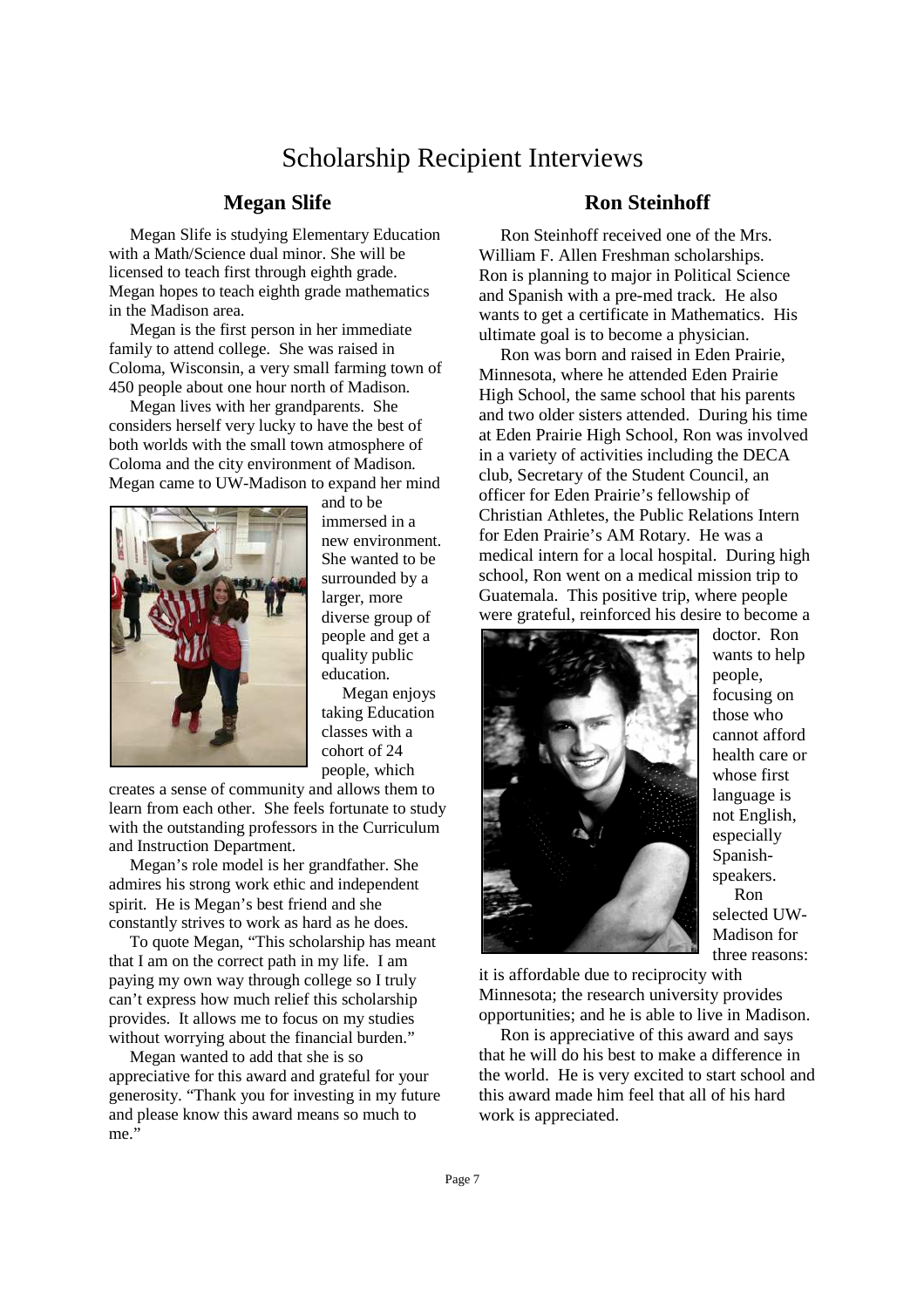# Scholarship Recipient Interviews

## Megan Slife

Megan Slife is studying Elementary Education with a Math/Science dual minor. She will be licensed to teach first through eighth grade. Megan hopes to teach eighth grade mathematics in the Madison area.

Megan is the first person in her immediate family to attend college. She was raised in Coloma, Wisconsin, a very small farming town of 450 people about one hour north of Madison.

Megan lives with her grandparents. She considers herself very lucky to have the best of both worlds with the small town atmosphere of Coloma and the city environment of Madison. Megan came to UW-Madison to expand her mind and to be immersed in a new environment. She wanted to be surrounded by a larger, more diverse group of people and get a quality public education.

Megan enjoys taking Education classes with a cohort of 24 people, which creates a sense of community and allows them to learn from each other. She feels fortunate to study with the outstanding professors in the Curriculum and Instruction Department.

Megan's role model is her grandfather. She admires his strong work ethic and independent spirit. He is Megan's best friend and she constantly strives to work as hard as he does.

To quote Megan, "This scholarship has meant that I am on the correct path in my life. I am paying my own way through college so I truly can't express how much relief this scholarship provides. It allows me to focus on my studies without worrying about the financial burden."

Megan wanted to add that she is so appreciative for this award and grateful for your generosity. "Thank you for investing in my future and please know this award means so much to me."

## Ron Steinhoff

Ron Steinhoff received one of the Mrs. William F. Allen Freshman scholarships. Ron is planning to major in Political Science and Spanish with a pre-med track. He also wants to get a certificate in Mathematics. His ultimate goal is to become a physician.

Ron was born and raised in Eden Prairie, Minnesota, where he attended Eden Prairie High School, the same school that his parents and two older sisters attended. During his time at Eden Prairie High School, Ron was involved in a variety of activities including the DECA club, Secretary of the Student Council, an officer for Eden Prairie's fellowship of Christian Athletes, the Public Relations Intern for Eden Prairie's AM Rotary. He was a medical intern for a local hospital. During high school, Ron went on a medical mission trip to Guatemala. This positive trip, where people were grateful, reinforced his desire to become a doctor. Ron wants to help people, focusing on those who cannot afford health care or whose first language is not English, especially Spanish-speakers.

Ron selected UW-Madison for three reasons: it is affordable due to reciprocity with Minnesota; the research university provides opportunities; and he is able to live in Madison.

Ron is appreciative of this award and says that he will do his best to make a difference in the world. He is very excited to start school and this award made him feel that all of his hard work is appreciated.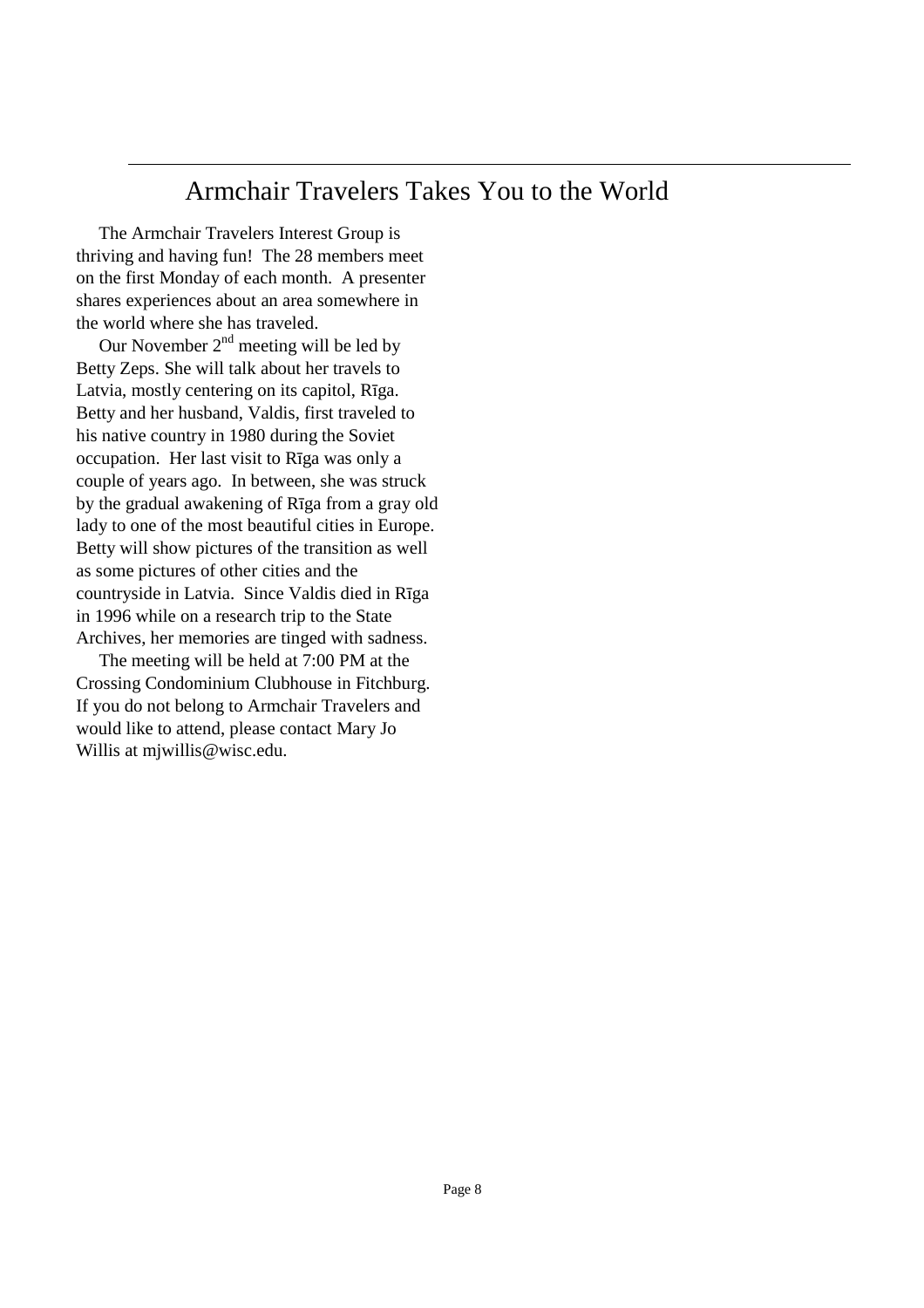# Armchair Travelers Takes You to the World

The Armchair Travelers Interest Group is thriving and having fun! The 28 members meet on the first Monday of each month. A presenter shares experiences about an area somewhere in the world where she has traveled.

Our November 2nd meeting will be led by Betty Zeps. She will talk about her travels to Latvia, mostly centering on its capitol, Rīga. Betty and her husband, Valdis, first traveled to his native country in 1980 during the Soviet occupation. Her last visit to Rīga was only a couple of years ago. In between, she was struck by the gradual awakening of Rīga from a gray old lady to one of the most beautiful cities in Europe. Betty will show pictures of the transition as well as some pictures of other cities and the countryside in Latvia. Since Valdis died in Rīga in 1996 while on a research trip to the State Archives, her memories are tinged with sadness.

The meeting will be held at 7:00 PM at the Crossing Condominium Clubhouse in Fitchburg. If you do not belong to Armchair Travelers and would like to attend, please contact Mary Jo Willis at mjwillis@wisc.edu.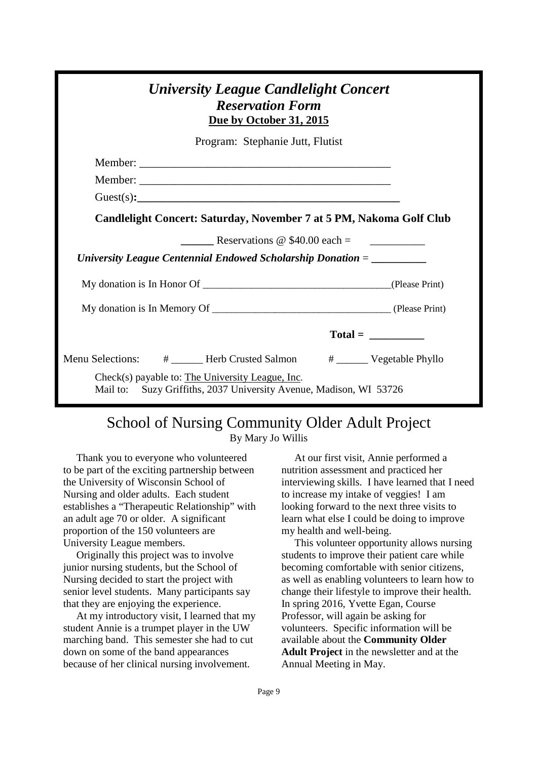## *University League Candlelight Concert*
### *Reservation Form*
**Due by October 31, 2015**

Program: Stephanie Jutt, Flutist

Member: ____________________________________________

Member: ____________________________________________

Guest(s): ____________________________________________

**Candlelight Concert: Saturday, November 7 at 5 PM, Nakoma Golf Club**

______ Reservations @ $40.00 each = __________

***University League Centennial Endowed Scholarship Donation*** = __________

My donation is In Honor Of ____________________________________(Please Print)

My donation is In Memory Of __________________________________ (Please Print)

**Total =** __________

Menu Selections: # ______ Herb Crusted Salmon # ______ Vegetable Phyllo

Check(s) payable to: The University League, Inc.
Mail to: Suzy Griffiths, 2037 University Avenue, Madison, WI 53726

# School of Nursing Community Older Adult Project

By Mary Jo Willis

Thank you to everyone who volunteered to be part of the exciting partnership between the University of Wisconsin School of Nursing and older adults. Each student establishes a "Therapeutic Relationship" with an adult age 70 or older. A significant proportion of the 150 volunteers are University League members.

Originally this project was to involve junior nursing students, but the School of Nursing decided to start the project with senior level students. Many participants say that they are enjoying the experience.

At my introductory visit, I learned that my student Annie is a trumpet player in the UW marching band. This semester she had to cut down on some of the band appearances because of her clinical nursing involvement.

At our first visit, Annie performed a nutrition assessment and practiced her interviewing skills. I have learned that I need to increase my intake of veggies! I am looking forward to the next three visits to learn what else I could be doing to improve my health and well-being.

This volunteer opportunity allows nursing students to improve their patient care while becoming comfortable with senior citizens, as well as enabling volunteers to learn how to change their lifestyle to improve their health. In spring 2016, Yvette Egan, Course Professor, will again be asking for volunteers. Specific information will be available about the **Community Older Adult Project** in the newsletter and at the Annual Meeting in May.